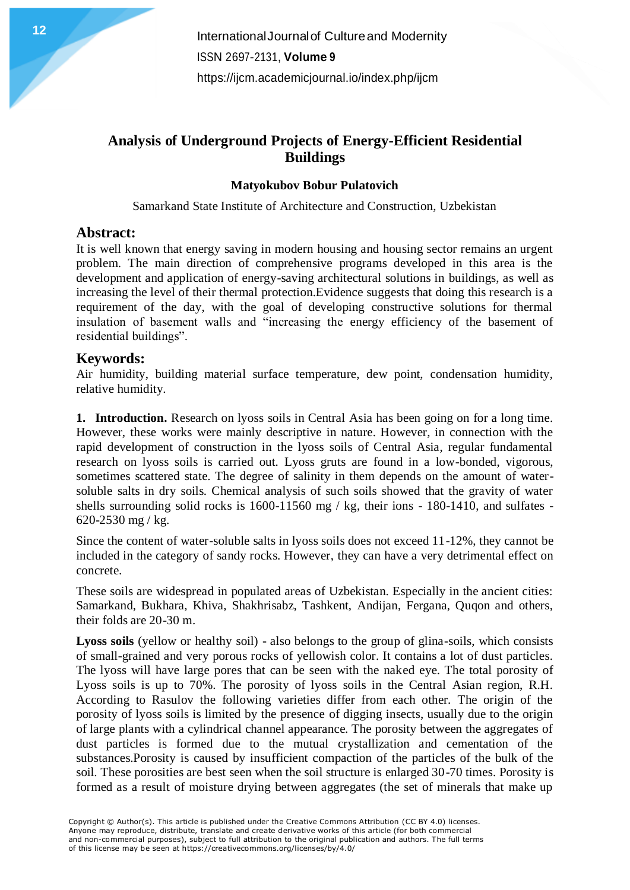# Analysis of Underground Projects of Energy-Efficient Residential Buildings

**Matyokubov Bobur Pulatovich**

Samarkand State Institute of Architecture and Construction, Uzbekistan

## Abstract:

It is well known that energy saving in modern housing and housing sector remains an urgent problem. The main direction of comprehensive programs developed in this area is the development and application of energy-saving architectural solutions in buildings, as well as increasing the level of their thermal protection.Evidence suggests that doing this research is a requirement of the day, with the goal of developing constructive solutions for thermal insulation of basement walls and "increasing the energy efficiency of the basement of residential buildings".

## Keywords:

Air humidity, building material surface temperature, dew point, condensation humidity, relative humidity.

**1. Introduction.** Research on lyoss soils in Central Asia has been going on for a long time. However, these works were mainly descriptive in nature. However, in connection with the rapid development of construction in the lyoss soils of Central Asia, regular fundamental research on lyoss soils is carried out. Lyoss gruts are found in a low-bonded, vigorous, sometimes scattered state. The degree of salinity in them depends on the amount of water-soluble salts in dry soils. Chemical analysis of such soils showed that the gravity of water shells surrounding solid rocks is 1600-11560 mg / kg, their ions - 180-1410, and sulfates - 620-2530 mg / kg.

Since the content of water-soluble salts in lyoss soils does not exceed 11-12%, they cannot be included in the category of sandy rocks. However, they can have a very detrimental effect on concrete.

These soils are widespread in populated areas of Uzbekistan. Especially in the ancient cities: Samarkand, Bukhara, Khiva, Shakhrisabz, Tashkent, Andijan, Fergana, Quqon and others, their folds are 20-30 m.

**Lyoss soils** (yellow or healthy soil) - also belongs to the group of glina-soils, which consists of small-grained and very porous rocks of yellowish color. It contains a lot of dust particles. The lyoss will have large pores that can be seen with the naked eye. The total porosity of Lyoss soils is up to 70%. The porosity of lyoss soils in the Central Asian region, R.H. According to Rasulov the following varieties differ from each other. The origin of the porosity of lyoss soils is limited by the presence of digging insects, usually due to the origin of large plants with a cylindrical channel appearance. The porosity between the aggregates of dust particles is formed due to the mutual crystallization and cementation of the substances.Porosity is caused by insufficient compaction of the particles of the bulk of the soil. These porosities are best seen when the soil structure is enlarged 30-70 times. Porosity is formed as a result of moisture drying between aggregates (the set of minerals that make up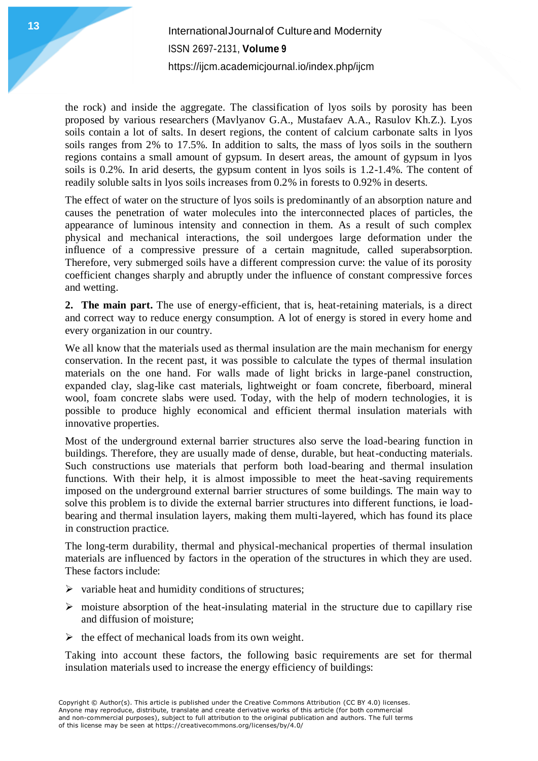the rock) and inside the aggregate. The classification of lyos soils by porosity has been proposed by various researchers (Mavlyanov G.A., Mustafaev A.A., Rasulov Kh.Z.). Lyos soils contain a lot of salts. In desert regions, the content of calcium carbonate salts in lyos soils ranges from 2% to 17.5%. In addition to salts, the mass of lyos soils in the southern regions contains a small amount of gypsum. In desert areas, the amount of gypsum in lyos soils is 0.2%. In arid deserts, the gypsum content in lyos soils is 1.2-1.4%. The content of readily soluble salts in lyos soils increases from 0.2% in forests to 0.92% in deserts.

The effect of water on the structure of lyos soils is predominantly of an absorption nature and causes the penetration of water molecules into the interconnected places of particles, the appearance of luminous intensity and connection in them. As a result of such complex physical and mechanical interactions, the soil undergoes large deformation under the influence of a compressive pressure of a certain magnitude, called superabsorption. Therefore, very submerged soils have a different compression curve: the value of its porosity coefficient changes sharply and abruptly under the influence of constant compressive forces and wetting.

**2. The main part.** The use of energy-efficient, that is, heat-retaining materials, is a direct and correct way to reduce energy consumption. A lot of energy is stored in every home and every organization in our country.

We all know that the materials used as thermal insulation are the main mechanism for energy conservation. In the recent past, it was possible to calculate the types of thermal insulation materials on the one hand. For walls made of light bricks in large-panel construction, expanded clay, slag-like cast materials, lightweight or foam concrete, fiberboard, mineral wool, foam concrete slabs were used. Today, with the help of modern technologies, it is possible to produce highly economical and efficient thermal insulation materials with innovative properties.

Most of the underground external barrier structures also serve the load-bearing function in buildings. Therefore, they are usually made of dense, durable, but heat-conducting materials. Such constructions use materials that perform both load-bearing and thermal insulation functions. With their help, it is almost impossible to meet the heat-saving requirements imposed on the underground external barrier structures of some buildings. The main way to solve this problem is to divide the external barrier structures into different functions, ie load-bearing and thermal insulation layers, making them multi-layered, which has found its place in construction practice.

The long-term durability, thermal and physical-mechanical properties of thermal insulation materials are influenced by factors in the operation of the structures in which they are used. These factors include:

- variable heat and humidity conditions of structures;
- moisture absorption of the heat-insulating material in the structure due to capillary rise and diffusion of moisture;
- the effect of mechanical loads from its own weight.

Taking into account these factors, the following basic requirements are set for thermal insulation materials used to increase the energy efficiency of buildings: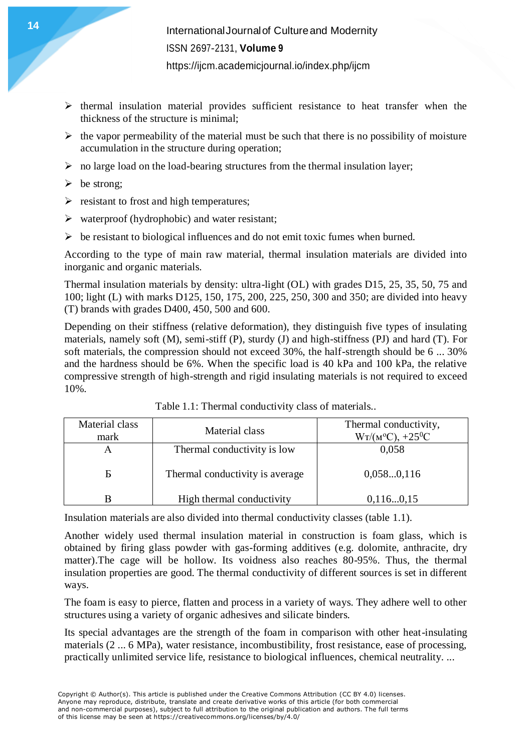- thermal insulation material provides sufficient resistance to heat transfer when the thickness of the structure is minimal;
- the vapor permeability of the material must be such that there is no possibility of moisture accumulation in the structure during operation;
- no large load on the load-bearing structures from the thermal insulation layer;
- be strong;
- resistant to frost and high temperatures;
- waterproof (hydrophobic) and water resistant;
- be resistant to biological influences and do not emit toxic fumes when burned.

According to the type of main raw material, thermal insulation materials are divided into inorganic and organic materials.

Thermal insulation materials by density: ultra-light (OL) with grades D15, 25, 35, 50, 75 and 100; light (L) with marks D125, 150, 175, 200, 225, 250, 300 and 350; are divided into heavy (T) brands with grades D400, 450, 500 and 600.

Depending on their stiffness (relative deformation), they distinguish five types of insulating materials, namely soft (M), semi-stiff (P), sturdy (J) and high-stiffness (PJ) and hard (T). For soft materials, the compression should not exceed 30%, the half-strength should be 6 ... 30% and the hardness should be 6%. When the specific load is 40 kPa and 100 kPa, the relative compressive strength of high-strength and rigid insulating materials is not required to exceed 10%.

Table 1.1: Thermal conductivity class of materials..

| Material class mark | Material class | Thermal conductivity, Wт/(м°C), +25°C |
|---|---|---|
| A | Thermal conductivity is low | 0,058 |
| Б | Thermal conductivity is average | 0,058...0,116 |
| B | High thermal conductivity | 0,116...0,15 |

Insulation materials are also divided into thermal conductivity classes (table 1.1).

Another widely used thermal insulation material in construction is foam glass, which is obtained by firing glass powder with gas-forming additives (e.g. dolomite, anthracite, dry matter).The cage will be hollow. Its voidness also reaches 80-95%. Thus, the thermal insulation properties are good. The thermal conductivity of different sources is set in different ways.

The foam is easy to pierce, flatten and process in a variety of ways. They adhere well to other structures using a variety of organic adhesives and silicate binders.

Its special advantages are the strength of the foam in comparison with other heat-insulating materials (2 ... 6 MPa), water resistance, incombustibility, frost resistance, ease of processing, practically unlimited service life, resistance to biological influences, chemical neutrality. ...

Copyright © Author(s). This article is published under the Creative Commons Attribution (CC BY 4.0) licenses. Anyone may reproduce, distribute, translate and create derivative works of this article (for both commercial and non-commercial purposes), subject to full attribution to the original publication and authors. The full terms of this license may be seen at https://creativecommons.org/licenses/by/4.0/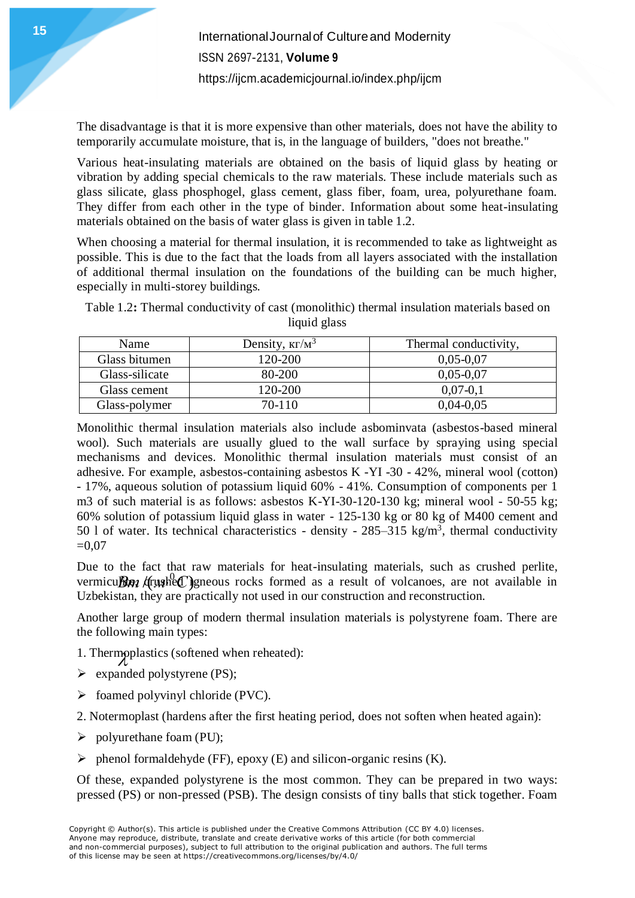The disadvantage is that it is more expensive than other materials, does not have the ability to temporarily accumulate moisture, that is, in the language of builders, "does not breathe."

Various heat-insulating materials are obtained on the basis of liquid glass by heating or vibration by adding special chemicals to the raw materials. These include materials such as glass silicate, glass phosphogel, glass cement, glass fiber, foam, urea, polyurethane foam. They differ from each other in the type of binder. Information about some heat-insulating materials obtained on the basis of water glass is given in table 1.2.

When choosing a material for thermal insulation, it is recommended to take as lightweight as possible. This is due to the fact that the loads from all layers associated with the installation of additional thermal insulation on the foundations of the building can be much higher, especially in multi-storey buildings.

Table 1.2**:** Thermal conductivity of cast (monolithic) thermal insulation materials based on liquid glass

| Name | Density, кг/м$^3$ | Thermal conductivity, $\lambda$ $Bm/(м^0C)$ |
|---|---|---|
| Glass bitumen | 120-200 | 0,05-0,07 |
| Glass-silicate | 80-200 | 0,05-0,07 |
| Glass cement | 120-200 | 0,07-0,1 |
| Glass-polymer | 70-110 | 0,04-0,05 |

Monolithic thermal insulation materials also include asbominvata (asbestos-based mineral wool). Such materials are usually glued to the wall surface by spraying using special mechanisms and devices. Monolithic thermal insulation materials must consist of an adhesive. For example, asbestos-containing asbestos K -YI -30 - 42%, mineral wool (cotton) - 17%, aqueous solution of potassium liquid 60% - 41%. Consumption of components per 1 m3 of such material is as follows: asbestos K-YI-30-120-130 kg; mineral wool - 50-55 kg; 60% solution of potassium liquid glass in water - 125-130 kg or 80 kg of M400 cement and 50 l of water. Its technical characteristics - density - 285–315 kg/m$^3$, thermal conductivity =0,07

Due to the fact that raw materials for heat-insulating materials, such as crushed perlite, vermiculite, crushed igneous rocks formed as a result of volcanoes, are not available in Uzbekistan, they are practically not used in our construction and reconstruction.

Another large group of modern thermal insulation materials is polystyrene foam. There are the following main types:

1. Thermoplastics (softened when reheated):

- expanded polystyrene (PS);
- foamed polyvinyl chloride (PVC).

2. Notermoplast (hardens after the first heating period, does not soften when heated again):

- polyurethane foam (PU);
- phenol formaldehyde (FF), epoxy (E) and silicon-organic resins (K).

Of these, expanded polystyrene is the most common. They can be prepared in two ways: pressed (PS) or non-pressed (PSB). The design consists of tiny balls that stick together. Foam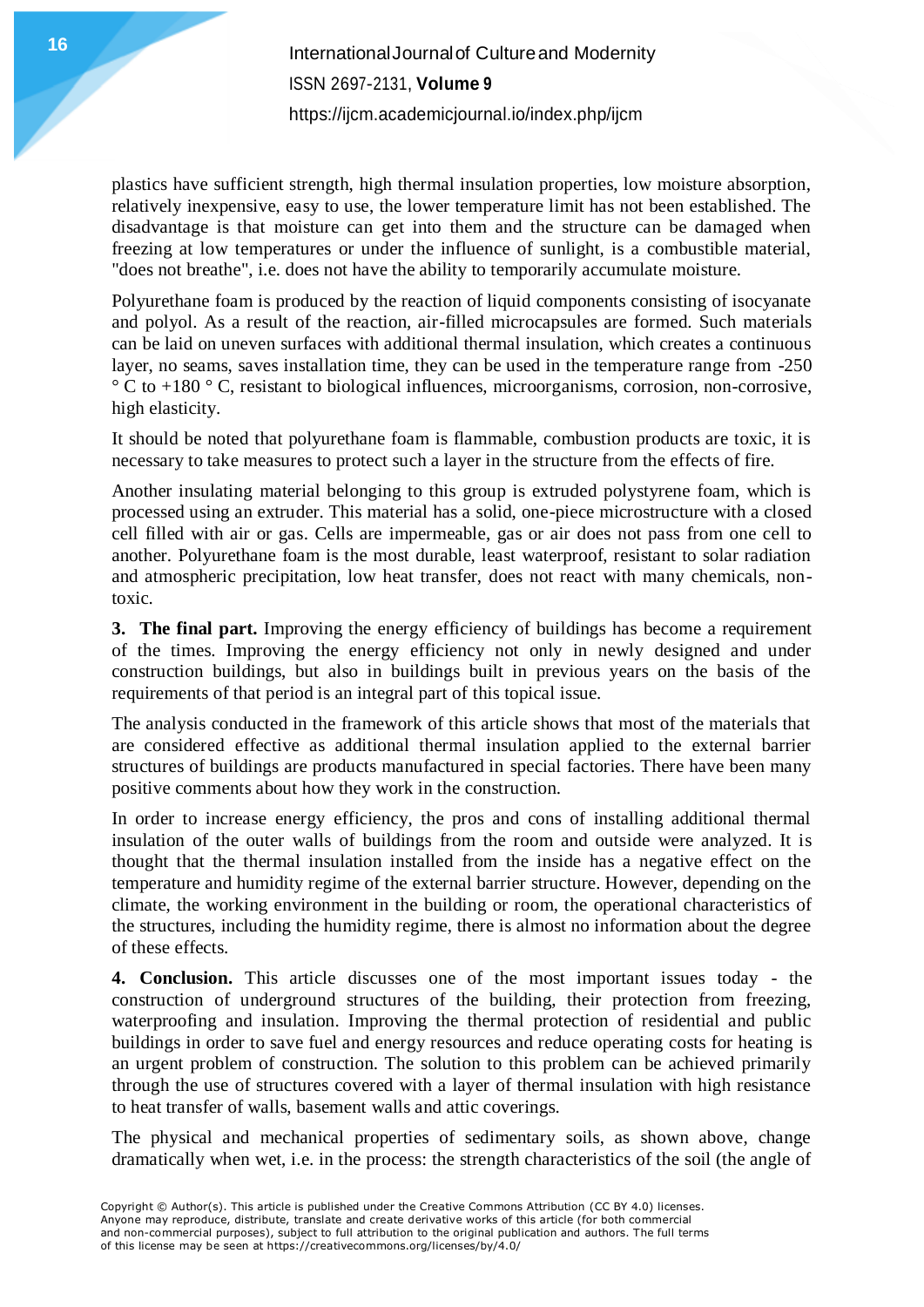plastics have sufficient strength, high thermal insulation properties, low moisture absorption, relatively inexpensive, easy to use, the lower temperature limit has not been established. The disadvantage is that moisture can get into them and the structure can be damaged when freezing at low temperatures or under the influence of sunlight, is a combustible material, "does not breathe", i.e. does not have the ability to temporarily accumulate moisture.

Polyurethane foam is produced by the reaction of liquid components consisting of isocyanate and polyol. As a result of the reaction, air-filled microcapsules are formed. Such materials can be laid on uneven surfaces with additional thermal insulation, which creates a continuous layer, no seams, saves installation time, they can be used in the temperature range from -250 ° C to +180 ° C, resistant to biological influences, microorganisms, corrosion, non-corrosive, high elasticity.

It should be noted that polyurethane foam is flammable, combustion products are toxic, it is necessary to take measures to protect such a layer in the structure from the effects of fire.

Another insulating material belonging to this group is extruded polystyrene foam, which is processed using an extruder. This material has a solid, one-piece microstructure with a closed cell filled with air or gas. Cells are impermeable, gas or air does not pass from one cell to another. Polyurethane foam is the most durable, least waterproof, resistant to solar radiation and atmospheric precipitation, low heat transfer, does not react with many chemicals, non-toxic.

**3. The final part.** Improving the energy efficiency of buildings has become a requirement of the times. Improving the energy efficiency not only in newly designed and under construction buildings, but also in buildings built in previous years on the basis of the requirements of that period is an integral part of this topical issue.

The analysis conducted in the framework of this article shows that most of the materials that are considered effective as additional thermal insulation applied to the external barrier structures of buildings are products manufactured in special factories. There have been many positive comments about how they work in the construction.

In order to increase energy efficiency, the pros and cons of installing additional thermal insulation of the outer walls of buildings from the room and outside were analyzed. It is thought that the thermal insulation installed from the inside has a negative effect on the temperature and humidity regime of the external barrier structure. However, depending on the climate, the working environment in the building or room, the operational characteristics of the structures, including the humidity regime, there is almost no information about the degree of these effects.

**4. Conclusion.** This article discusses one of the most important issues today - the construction of underground structures of the building, their protection from freezing, waterproofing and insulation. Improving the thermal protection of residential and public buildings in order to save fuel and energy resources and reduce operating costs for heating is an urgent problem of construction. The solution to this problem can be achieved primarily through the use of structures covered with a layer of thermal insulation with high resistance to heat transfer of walls, basement walls and attic coverings.

The physical and mechanical properties of sedimentary soils, as shown above, change dramatically when wet, i.e. in the process: the strength characteristics of the soil (the angle of

Copyright © Author(s). This article is published under the Creative Commons Attribution (CC BY 4.0) licenses. Anyone may reproduce, distribute, translate and create derivative works of this article (for both commercial and non-commercial purposes), subject to full attribution to the original publication and authors. The full terms of this license may be seen at https://creativecommons.org/licenses/by/4.0/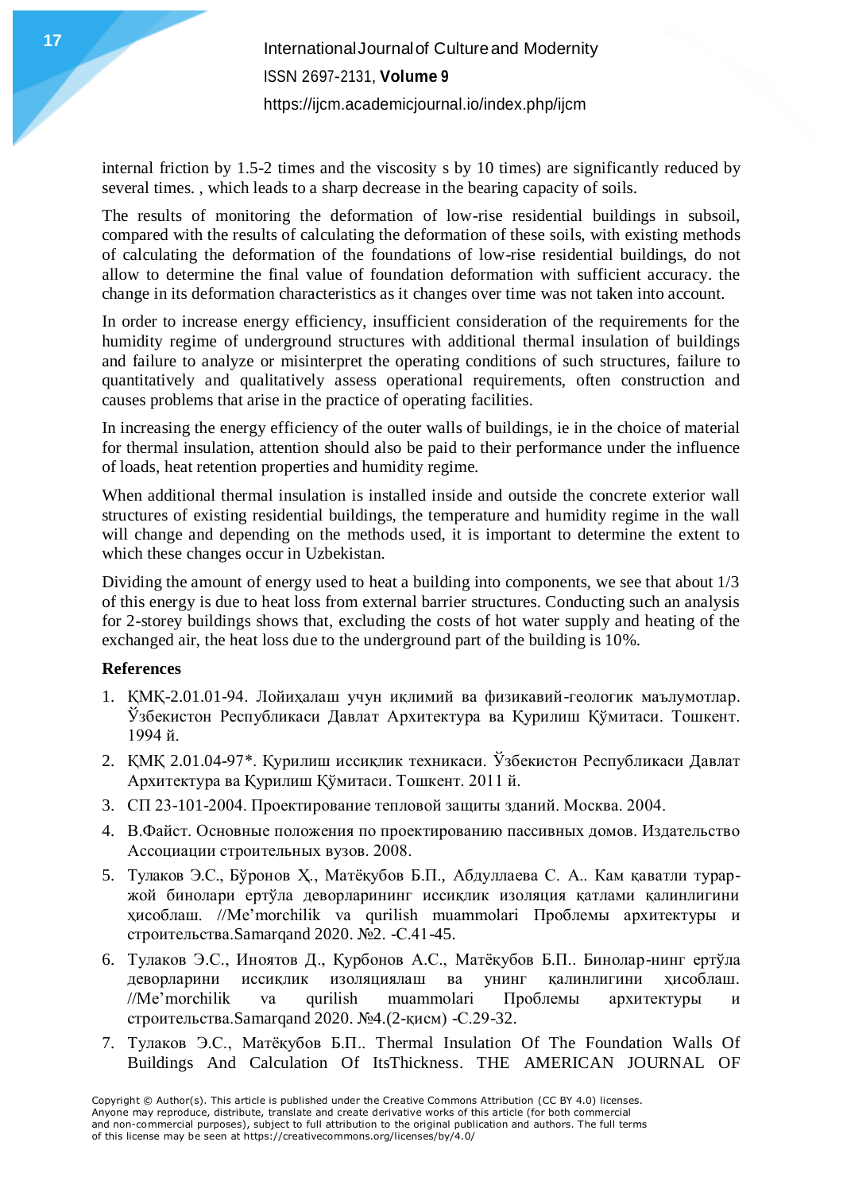internal friction by 1.5-2 times and the viscosity s by 10 times) are significantly reduced by several times. , which leads to a sharp decrease in the bearing capacity of soils.

The results of monitoring the deformation of low-rise residential buildings in subsoil, compared with the results of calculating the deformation of these soils, with existing methods of calculating the deformation of the foundations of low-rise residential buildings, do not allow to determine the final value of foundation deformation with sufficient accuracy. the change in its deformation characteristics as it changes over time was not taken into account.

In order to increase energy efficiency, insufficient consideration of the requirements for the humidity regime of underground structures with additional thermal insulation of buildings and failure to analyze or misinterpret the operating conditions of such structures, failure to quantitatively and qualitatively assess operational requirements, often construction and causes problems that arise in the practice of operating facilities.

In increasing the energy efficiency of the outer walls of buildings, ie in the choice of material for thermal insulation, attention should also be paid to their performance under the influence of loads, heat retention properties and humidity regime.

When additional thermal insulation is installed inside and outside the concrete exterior wall structures of existing residential buildings, the temperature and humidity regime in the wall will change and depending on the methods used, it is important to determine the extent to which these changes occur in Uzbekistan.

Dividing the amount of energy used to heat a building into components, we see that about 1/3 of this energy is due to heat loss from external barrier structures. Conducting such an analysis for 2-storey buildings shows that, excluding the costs of hot water supply and heating of the exchanged air, the heat loss due to the underground part of the building is 10%.

## References

1. ҚМҚ-2.01.01-94. Лойиҳалаш учун иқлимий ва физикавий-геологик маълумотлар. Ўзбекистон Республикаси Давлат Архитектура ва Қурилиш Қўмитаси. Тошкент. 1994 й.
2. ҚМҚ 2.01.04-97*. Қурилиш иссиқлик техникаси. Ўзбекистон Республикаси Давлат Архитектура ва Қурилиш Қўмитаси. Тошкент. 2011 й.
3. СП 23-101-2004. Проектирование тепловой защиты зданий. Москва. 2004.
4. В.Файст. Основные положения по проектированию пассивных домов. Издательство Ассоциации строительных вузов. 2008.
5. Тулаков Э.С., Бўронов Ҳ., Матёқубов Б.П., Абдуллаева С. А.. Кам қаватли турар-жой бинолари ертўла деворларининг иссиқлик изоляция қатлами қалинлигини ҳисоблаш. //Me'morchilik va qurilish muammolari Проблемы архитектуры и строительства.Samarqand 2020. №2. -С.41-45.
6. Тулаков Э.С., Иноятов Д., Қурбонов А.С., Матёқубов Б.П.. Бинолар-нинг ертўла деворларини иссиқлик изоляциялаш ва унинг қалинлигини ҳисоблаш. //Me'morchilik va qurilish muammolari Проблемы архитектуры и строительства.Samarqand 2020. №4.(2-қисм) -С.29-32.
7. Тулаков Э.С., Матёқубов Б.П.. Thermal Insulation Of The Foundation Walls Of Buildings And Calculation Of ItsThickness. THE AMERICAN JOURNAL OF

Copyright © Author(s). This article is published under the Creative Commons Attribution (CC BY 4.0) licenses. Anyone may reproduce, distribute, translate and create derivative works of this article (for both commercial and non-commercial purposes), subject to full attribution to the original publication and authors. The full terms of this license may be seen at https://creativecommons.org/licenses/by/4.0/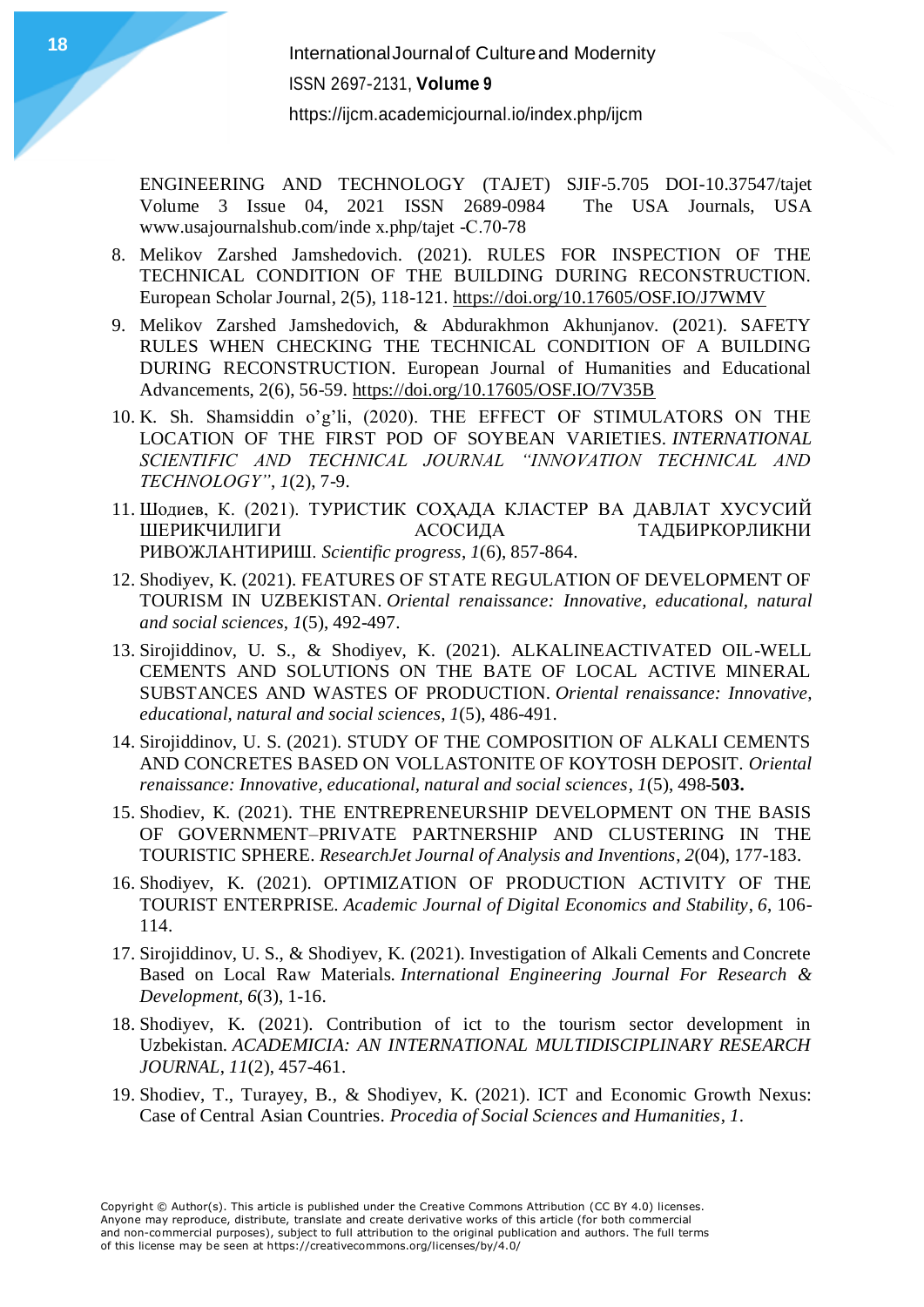ENGINEERING AND TECHNOLOGY (TAJET) SJIF-5.705 DOI-10.37547/tajet Volume 3 Issue 04, 2021 ISSN 2689-0984 The USA Journals, USA www.usajournalshub.com/inde x.php/tajet -C.70-78

8. Melikov Zarshed Jamshedovich. (2021). RULES FOR INSPECTION OF THE TECHNICAL CONDITION OF THE BUILDING DURING RECONSTRUCTION. European Scholar Journal, 2(5), 118-121. https://doi.org/10.17605/OSF.IO/J7WMV
9. Melikov Zarshed Jamshedovich, & Abdurakhmon Akhunjanov. (2021). SAFETY RULES WHEN CHECKING THE TECHNICAL CONDITION OF A BUILDING DURING RECONSTRUCTION. European Journal of Humanities and Educational Advancements, 2(6), 56-59. https://doi.org/10.17605/OSF.IO/7V35B
10. K. Sh. Shamsiddin o'g'li, (2020). THE EFFECT OF STIMULATORS ON THE LOCATION OF THE FIRST POD OF SOYBEAN VARIETIES. *INTERNATIONAL SCIENTIFIC AND TECHNICAL JOURNAL "INNOVATION TECHNICAL AND TECHNOLOGY"*, *1*(2), 7-9.
11. Шодиев, К. (2021). ТУРИСТИК СОҲАДА КЛАСТЕР ВА ДАВЛАТ ХУСУСИЙ ШЕРИКЧИЛИГИ АСОСИДА ТАДБИРКОРЛИКНИ РИВОЖЛАНТИРИШ. *Scientific progress*, *1*(6), 857-864.
12. Shodiyev, K. (2021). FEATURES OF STATE REGULATION OF DEVELOPMENT OF TOURISM IN UZBEKISTAN. *Oriental renaissance: Innovative, educational, natural and social sciences*, *1*(5), 492-497.
13. Sirojiddinov, U. S., & Shodiyev, K. (2021). ALKALINEACTIVATED OIL-WELL CEMENTS AND SOLUTIONS ON THE BATE OF LOCAL ACTIVE MINERAL SUBSTANCES AND WASTES OF PRODUCTION. *Oriental renaissance: Innovative, educational, natural and social sciences*, *1*(5), 486-491.
14. Sirojiddinov, U. S. (2021). STUDY OF THE COMPOSITION OF ALKALI CEMENTS AND CONCRETES BASED ON VOLLASTONITE OF KOYTOSH DEPOSIT. *Oriental renaissance: Innovative, educational, natural and social sciences*, *1*(5), 498-**503.**
15. Shodiev, K. (2021). THE ENTREPRENEURSHIP DEVELOPMENT ON THE BASIS OF GOVERNMENT–PRIVATE PARTNERSHIP AND CLUSTERING IN THE TOURISTIC SPHERE. *ResearchJet Journal of Analysis and Inventions*, *2*(04), 177-183.
16. Shodiyev, K. (2021). OPTIMIZATION OF PRODUCTION ACTIVITY OF THE TOURIST ENTERPRISE. *Academic Journal of Digital Economics and Stability*, *6*, 106-114.
17. Sirojiddinov, U. S., & Shodiyev, K. (2021). Investigation of Alkali Cements and Concrete Based on Local Raw Materials. *International Engineering Journal For Research & Development*, *6*(3), 1-16.
18. Shodiyev, K. (2021). Contribution of ict to the tourism sector development in Uzbekistan. *ACADEMICIA: AN INTERNATIONAL MULTIDISCIPLINARY RESEARCH JOURNAL*, *11*(2), 457-461.
19. Shodiev, T., Turayey, B., & Shodiyev, K. (2021). ICT and Economic Growth Nexus: Case of Central Asian Countries. *Procedia of Social Sciences and Humanities*, *1*.